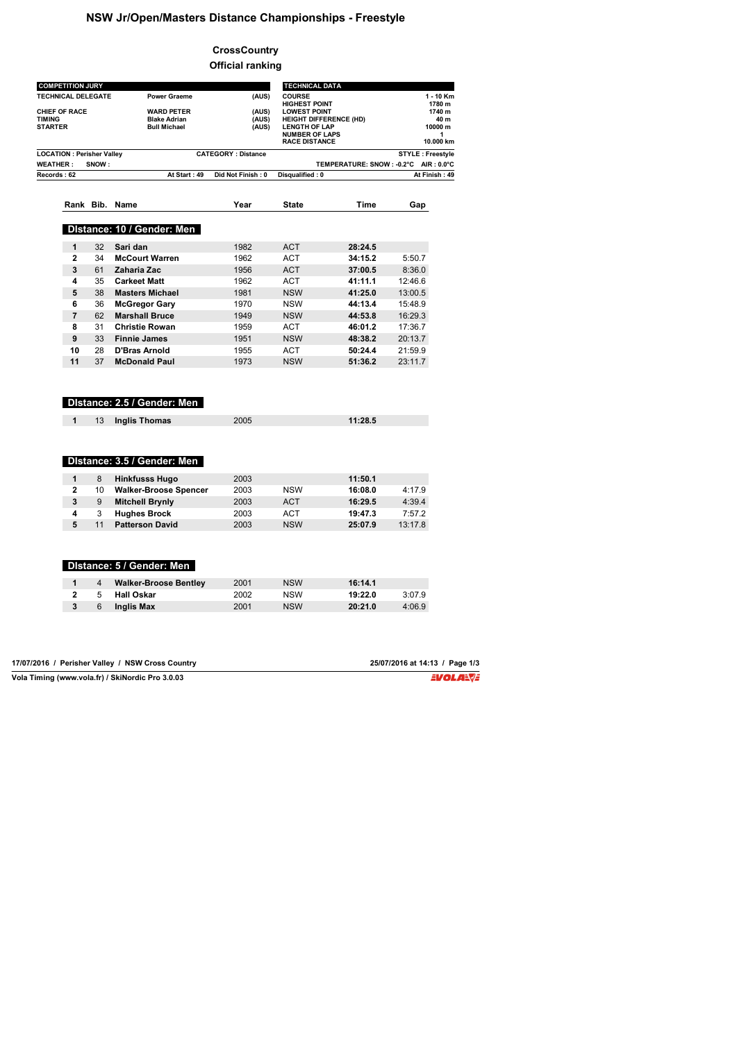# NSW Jr/Open/Masters Distance Championships - Freestyle

## CrossCountry

### Official ranking

| COMPETITION JURY | | |
|---|---|---|
| TECHNICAL DELEGATE | Power Graeme | (AUS) |
| CHIEF OF RACE | WARD PETER | (AUS) |
| TIMING | Blake Adrian | (AUS) |
| STARTER | Bull Michael | (AUS) |

| TECHNICAL DATA | |
|---|---|
| COURSE | 1 - 10 Km |
| HIGHEST POINT | 1780 m |
| LOWEST POINT | 1740 m |
| HEIGHT DIFFERENCE (HD) | 40 m |
| LENGTH OF LAP | 10000 m |
| NUMBER OF LAPS | 1 |
| RACE DISTANCE | 10.000 km |

LOCATION : Perisher Valley — CATEGORY : Distance — STYLE : Freestyle

WEATHER : SNOW : — TEMPERATURE: SNOW : -0.2°C AIR : 0.0°C

Records : 62 — At Start : 49 — Did Not Finish : 0 — Disqualified : 0 — At Finish : 49

**Distance: 10 / Gender: Men**

| Rank | Bib. | Name | Year | State | Time | Gap |
|---|---|---|---|---|---|---|
| 1 | 32 | Sari dan | 1982 | ACT | 28:24.5 | |
| 2 | 34 | McCourt Warren | 1962 | ACT | 34:15.2 | 5:50.7 |
| 3 | 61 | Zaharia Zac | 1956 | ACT | 37:00.5 | 8:36.0 |
| 4 | 35 | Carkeet Matt | 1962 | ACT | 41:11.1 | 12:46.6 |
| 5 | 38 | Masters Michael | 1981 | NSW | 41:25.0 | 13:00.5 |
| 6 | 36 | McGregor Gary | 1970 | NSW | 44:13.4 | 15:48.9 |
| 7 | 62 | Marshall Bruce | 1949 | NSW | 44:53.8 | 16:29.3 |
| 8 | 31 | Christie Rowan | 1959 | ACT | 46:01.2 | 17:36.7 |
| 9 | 33 | Finnie James | 1951 | NSW | 48:38.2 | 20:13.7 |
| 10 | 28 | D'Bras Arnold | 1955 | ACT | 50:24.4 | 21:59.9 |
| 11 | 37 | McDonald Paul | 1973 | NSW | 51:36.2 | 23:11.7 |

**Distance: 2.5 / Gender: Men**

| Rank | Bib. | Name | Year | State | Time | Gap |
|---|---|---|---|---|---|---|
| 1 | 13 | Inglis Thomas | 2005 | | 11:28.5 | |

**Distance: 3.5 / Gender: Men**

| Rank | Bib. | Name | Year | State | Time | Gap |
|---|---|---|---|---|---|---|
| 1 | 8 | Hinkfusss Hugo | 2003 | | 11:50.1 | |
| 2 | 10 | Walker-Broose Spencer | 2003 | NSW | 16:08.0 | 4:17.9 |
| 3 | 9 | Mitchell Brynly | 2003 | ACT | 16:29.5 | 4:39.4 |
| 4 | 3 | Hughes Brock | 2003 | ACT | 19:47.3 | 7:57.2 |
| 5 | 11 | Patterson David | 2003 | NSW | 25:07.9 | 13:17.8 |

**Distance: 5 / Gender: Men**

| Rank | Bib. | Name | Year | State | Time | Gap |
|---|---|---|---|---|---|---|
| 1 | 4 | Walker-Broose Bentley | 2001 | NSW | 16:14.1 | |
| 2 | 5 | Hall Oskar | 2002 | NSW | 19:22.0 | 3:07.9 |
| 3 | 6 | Inglis Max | 2001 | NSW | 20:21.0 | 4:06.9 |

17/07/2016 / Perisher Valley / NSW Cross Country — 25/07/2016 at 14:13

Vola Timing (www.vola.fr) / SkiNordic Pro 3.0.03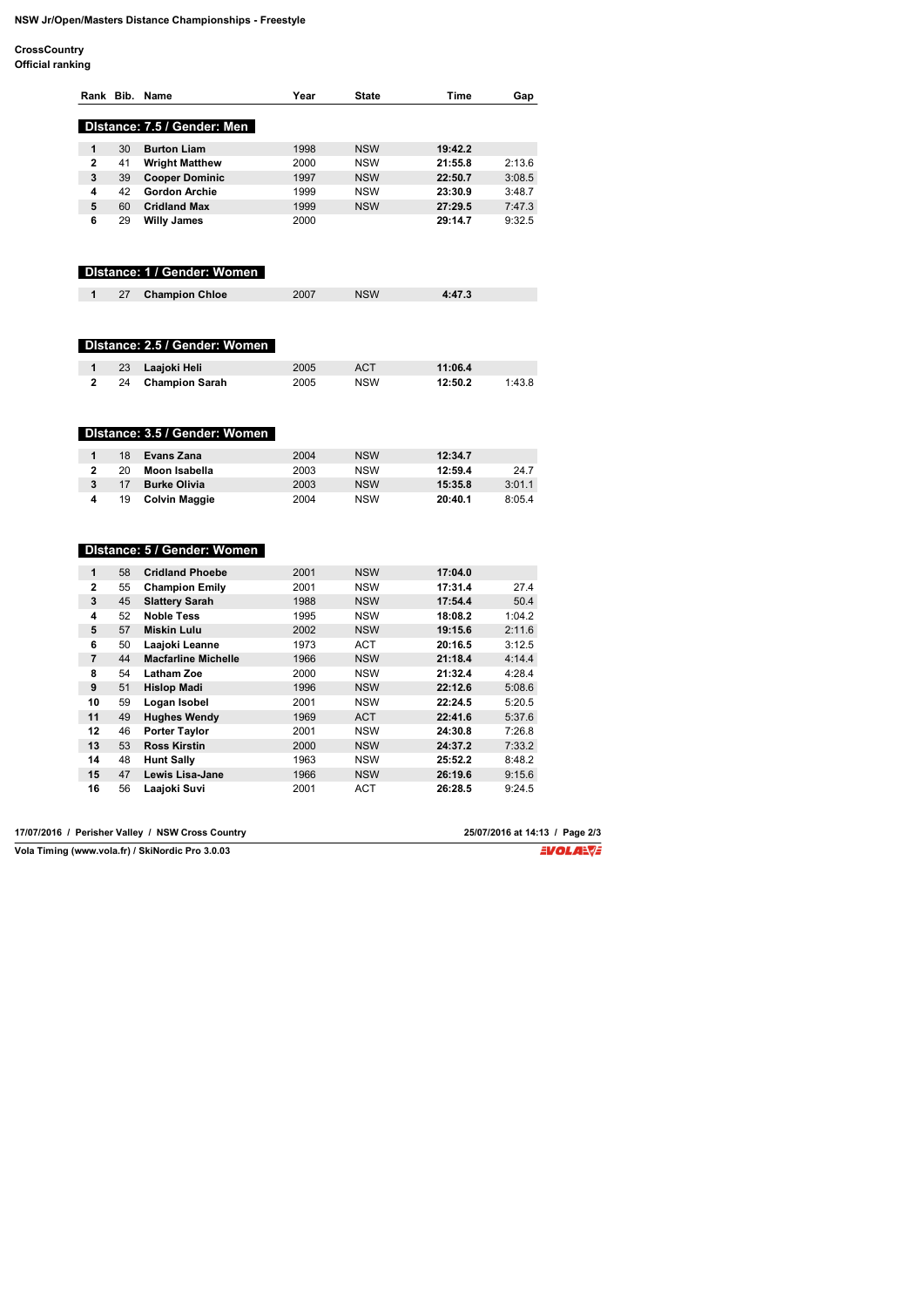**NSW Jr/Open/Masters Distance Championships - Freestyle**

**CrossCountry**
**Official ranking**

| Rank | Bib. | Name | Year | State | Time | Gap |
|---|---|---|---|---|---|---|
| **DIstance: 7.5 / Gender: Men** | | | | | | |
| **1** | 30 | **Burton Liam** | 1998 | NSW | **19:42.2** | |
| **2** | 41 | **Wright Matthew** | 2000 | NSW | **21:55.8** | 2:13.6 |
| **3** | 39 | **Cooper Dominic** | 1997 | NSW | **22:50.7** | 3:08.5 |
| **4** | 42 | **Gordon Archie** | 1999 | NSW | **23:30.9** | 3:48.7 |
| **5** | 60 | **Cridland Max** | 1999 | NSW | **27:29.5** | 7:47.3 |
| **6** | 29 | **Willy James** | 2000 | | **29:14.7** | 9:32.5 |
| **DIstance: 1 / Gender: Women** | | | | | | |
| **1** | 27 | **Champion Chloe** | 2007 | NSW | **4:47.3** | |
| **DIstance: 2.5 / Gender: Women** | | | | | | |
| **1** | 23 | **Laajoki Heli** | 2005 | ACT | **11:06.4** | |
| **2** | 24 | **Champion Sarah** | 2005 | NSW | **12:50.2** | 1:43.8 |
| **DIstance: 3.5 / Gender: Women** | | | | | | |
| **1** | 18 | **Evans Zana** | 2004 | NSW | **12:34.7** | |
| **2** | 20 | **Moon Isabella** | 2003 | NSW | **12:59.4** | 24.7 |
| **3** | 17 | **Burke Olivia** | 2003 | NSW | **15:35.8** | 3:01.1 |
| **4** | 19 | **Colvin Maggie** | 2004 | NSW | **20:40.1** | 8:05.4 |
| **DIstance: 5 / Gender: Women** | | | | | | |
| **1** | 58 | **Cridland Phoebe** | 2001 | NSW | **17:04.0** | |
| **2** | 55 | **Champion Emily** | 2001 | NSW | **17:31.4** | 27.4 |
| **3** | 45 | **Slattery Sarah** | 1988 | NSW | **17:54.4** | 50.4 |
| **4** | 52 | **Noble Tess** | 1995 | NSW | **18:08.2** | 1:04.2 |
| **5** | 57 | **Miskin Lulu** | 2002 | NSW | **19:15.6** | 2:11.6 |
| **6** | 50 | **Laajoki Leanne** | 1973 | ACT | **20:16.5** | 3:12.5 |
| **7** | 44 | **Macfarline Michelle** | 1966 | NSW | **21:18.4** | 4:14.4 |
| **8** | 54 | **Latham Zoe** | 2000 | NSW | **21:32.4** | 4:28.4 |
| **9** | 51 | **Hislop Madi** | 1996 | NSW | **22:12.6** | 5:08.6 |
| **10** | 59 | **Logan Isobel** | 2001 | NSW | **22:24.5** | 5:20.5 |
| **11** | 49 | **Hughes Wendy** | 1969 | ACT | **22:41.6** | 5:37.6 |
| **12** | 46 | **Porter Taylor** | 2001 | NSW | **24:30.8** | 7:26.8 |
| **13** | 53 | **Ross Kirstin** | 2000 | NSW | **24:37.2** | 7:33.2 |
| **14** | 48 | **Hunt Sally** | 1963 | NSW | **25:52.2** | 8:48.2 |
| **15** | 47 | **Lewis Lisa-Jane** | 1966 | NSW | **26:19.6** | 9:15.6 |
| **16** | 56 | **Laajoki Suvi** | 2001 | ACT | **26:28.5** | 9:24.5 |

**17/07/2016 / Perisher Valley / NSW Cross Country** — **25/07/2016 at 14:13**

**Vola Timing (www.vola.fr) / SkiNordic Pro 3.0.03**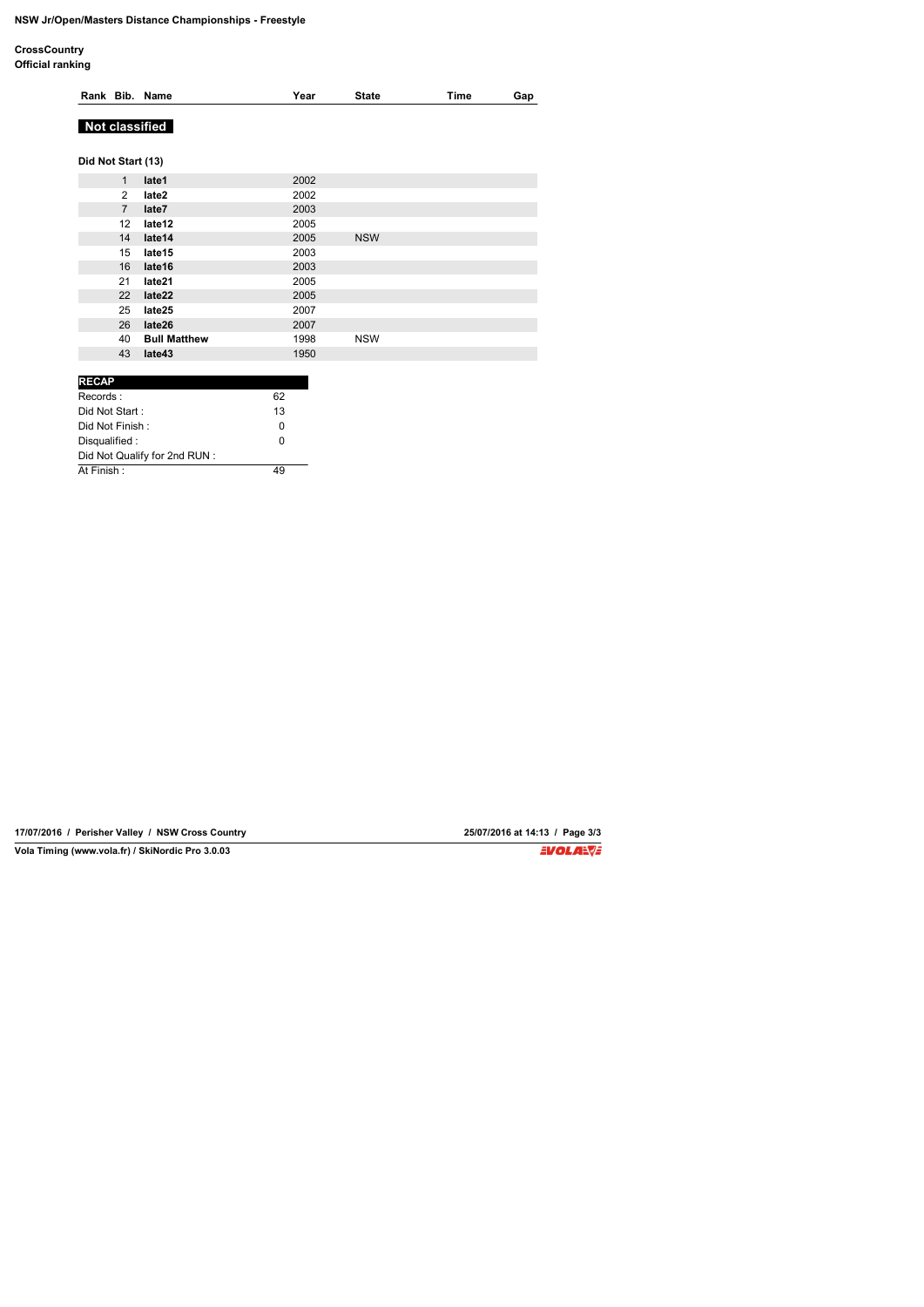**NSW Jr/Open/Masters Distance Championships - Freestyle**

**CrossCountry**
**Official ranking**

## Not classified

### Did Not Start (13)

| Rank | Bib. | Name | Year | State | Time | Gap |
|---|---|---|---|---|---|---|
| | 1 | **late1** | 2002 | | | |
| | 2 | **late2** | 2002 | | | |
| | 7 | **late7** | 2003 | | | |
| | 12 | **late12** | 2005 | | | |
| | 14 | **late14** | 2005 | NSW | | |
| | 15 | **late15** | 2003 | | | |
| | 16 | **late16** | 2003 | | | |
| | 21 | **late21** | 2005 | | | |
| | 22 | **late22** | 2005 | | | |
| | 25 | **late25** | 2007 | | | |
| | 26 | **late26** | 2007 | | | |
| | 40 | **Bull Matthew** | 1998 | NSW | | |
| | 43 | **late43** | 1950 | | | |

| RECAP | |
|---|---|
| Records : | 62 |
| Did Not Start : | 13 |
| Did Not Finish : | 0 |
| Disqualified : | 0 |
| Did Not Qualify for 2nd RUN : | |
| At Finish : | 49 |

17/07/2016 / Perisher Valley / NSW Cross Country

25/07/2016 at 14:13

Vola Timing (www.vola.fr) / SkiNordic Pro 3.0.03